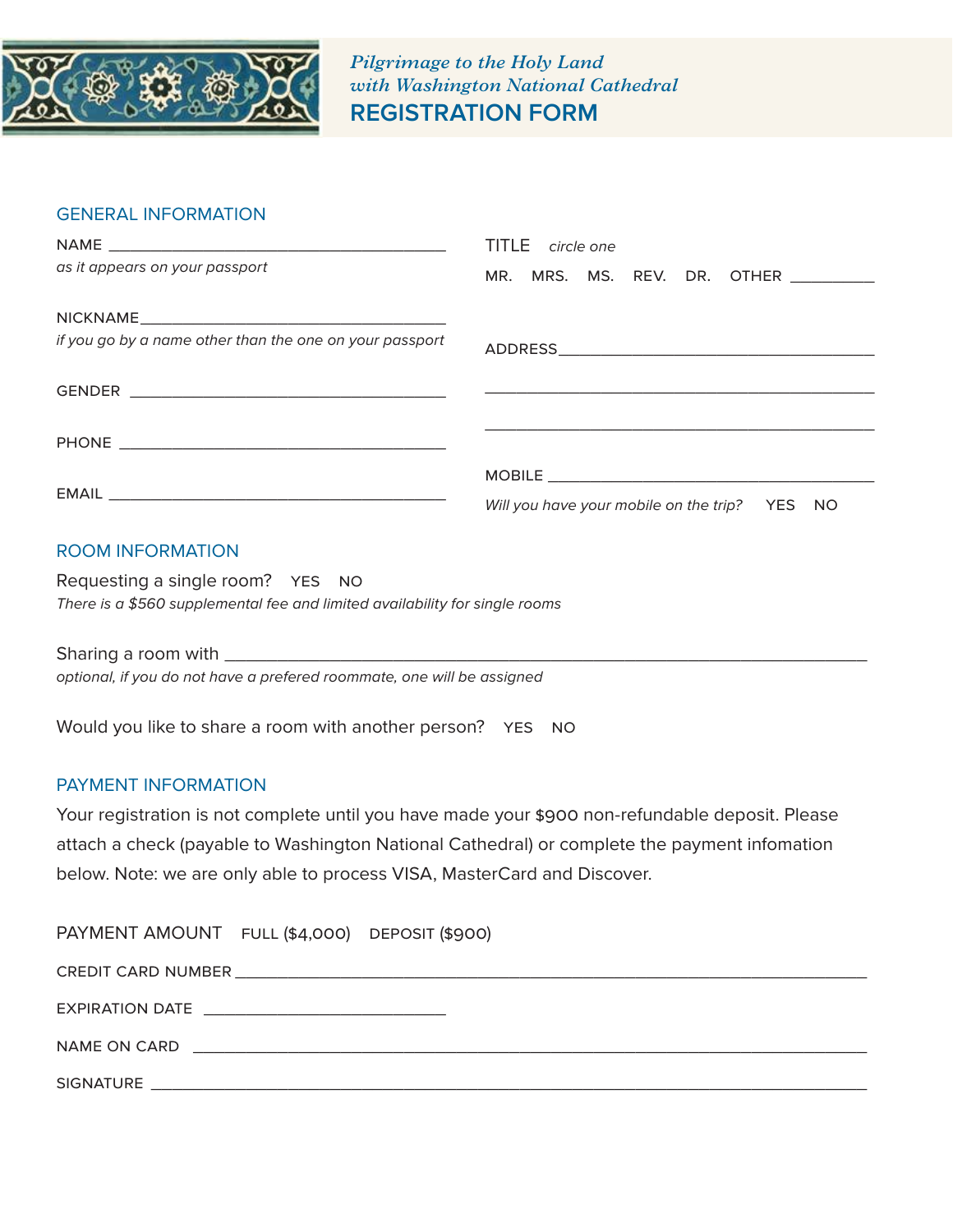*Pilgrimage to the Holy Land*
*with Washington National Cathedral*

# REGISTRATION FORM

## GENERAL INFORMATION

NAME ________________________________________
*as it appears on your passport*

TITLE *circle one*
MR. MRS. MS. REV. DR. OTHER __________

NICKNAME____________________________________
*if you go by a name other than the one on your passport*

ADDRESS______________________________________
_____________________________________________
_____________________________________________

GENDER _____________________________________

PHONE ______________________________________

MOBILE ______________________________________
*Will you have your mobile on the trip?* YES NO

EMAIL ______________________________________

## ROOM INFORMATION

Requesting a single room? YES NO
*There is a $560 supplemental fee and limited availability for single rooms*

Sharing a room with ______________________________________________________________
*optional, if you do not have a prefered roommate, one will be assigned*

Would you like to share a room with another person? YES NO

## PAYMENT INFORMATION

Your registration is not complete until you have made your $900 non-refundable deposit. Please attach a check (payable to Washington National Cathedral) or complete the payment infomation below. Note: we are only able to process VISA, MasterCard and Discover.

PAYMENT AMOUNT FULL ($4,000) DEPOSIT ($900)

CREDIT CARD NUMBER ______________________________________________________

EXPIRATION DATE ___________________________

NAME ON CARD ____________________________________________________________

SIGNATURE _______________________________________________________________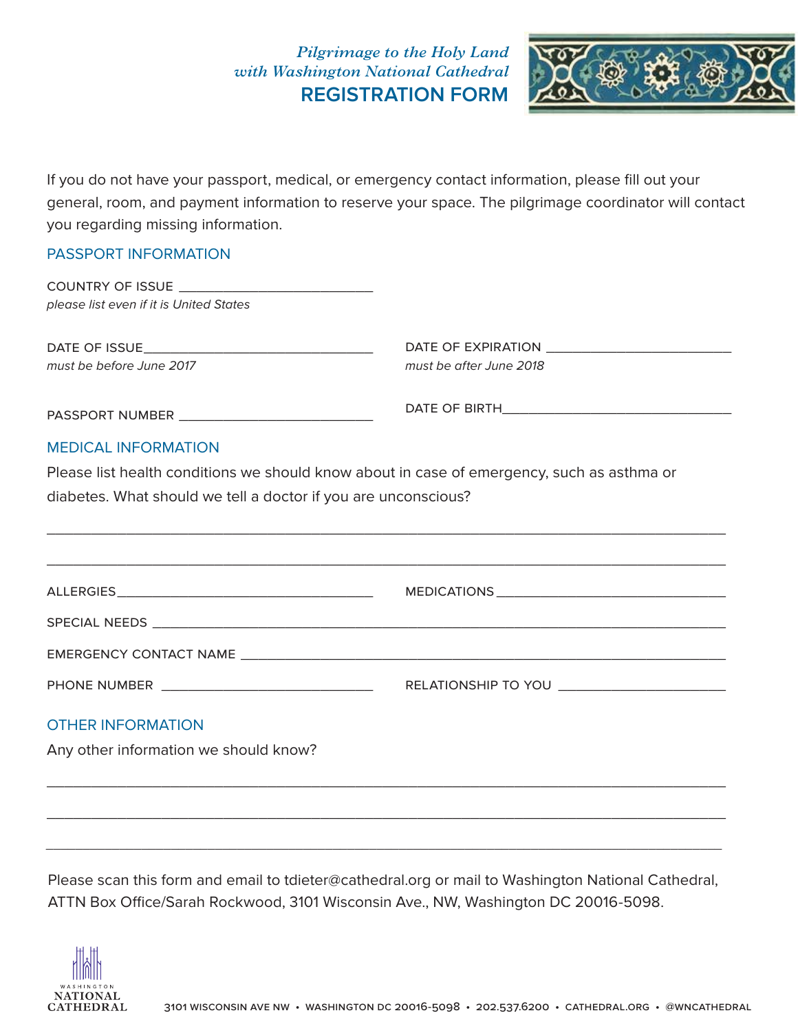*Pilgrimage to the Holy Land*
*with Washington National Cathedral*

# REGISTRATION FORM

If you do not have your passport, medical, or emergency contact information, please fill out your general, room, and payment information to reserve your space. The pilgrimage coordinator will contact you regarding missing information.

## PASSPORT INFORMATION

COUNTRY OF ISSUE ___________________________
*please list even if it is United States*

DATE OF ISSUE_______________________________
*must be before June 2017*

DATE OF EXPIRATION _________________________
*must be after June 2018*

PASSPORT NUMBER ___________________________

DATE OF BIRTH_______________________________

## MEDICAL INFORMATION

Please list health conditions we should know about in case of emergency, such as asthma or diabetes. What should we tell a doctor if you are unconscious?

______________________________________________________________________________

______________________________________________________________________________

ALLERGIES___________________________________

MEDICATIONS ________________________________

SPECIAL NEEDS _______________________________________________________________

EMERGENCY CONTACT NAME ____________________________________________________

PHONE NUMBER ______________________________

RELATIONSHIP TO YOU _______________________

## OTHER INFORMATION

Any other information we should know?

______________________________________________________________________________

______________________________________________________________________________

______________________________________________________________________________

Please scan this form and email to tdieter@cathedral.org or mail to Washington National Cathedral, ATTN Box Office/Sarah Rockwood, 3101 Wisconsin Ave., NW, Washington DC 20016-5098.

WASHINGTON NATIONAL CATHEDRAL

3101 WISCONSIN AVE NW • WASHINGTON DC 20016-5098 • 202.537.6200 • CATHEDRAL.ORG • @WNCATHEDRAL